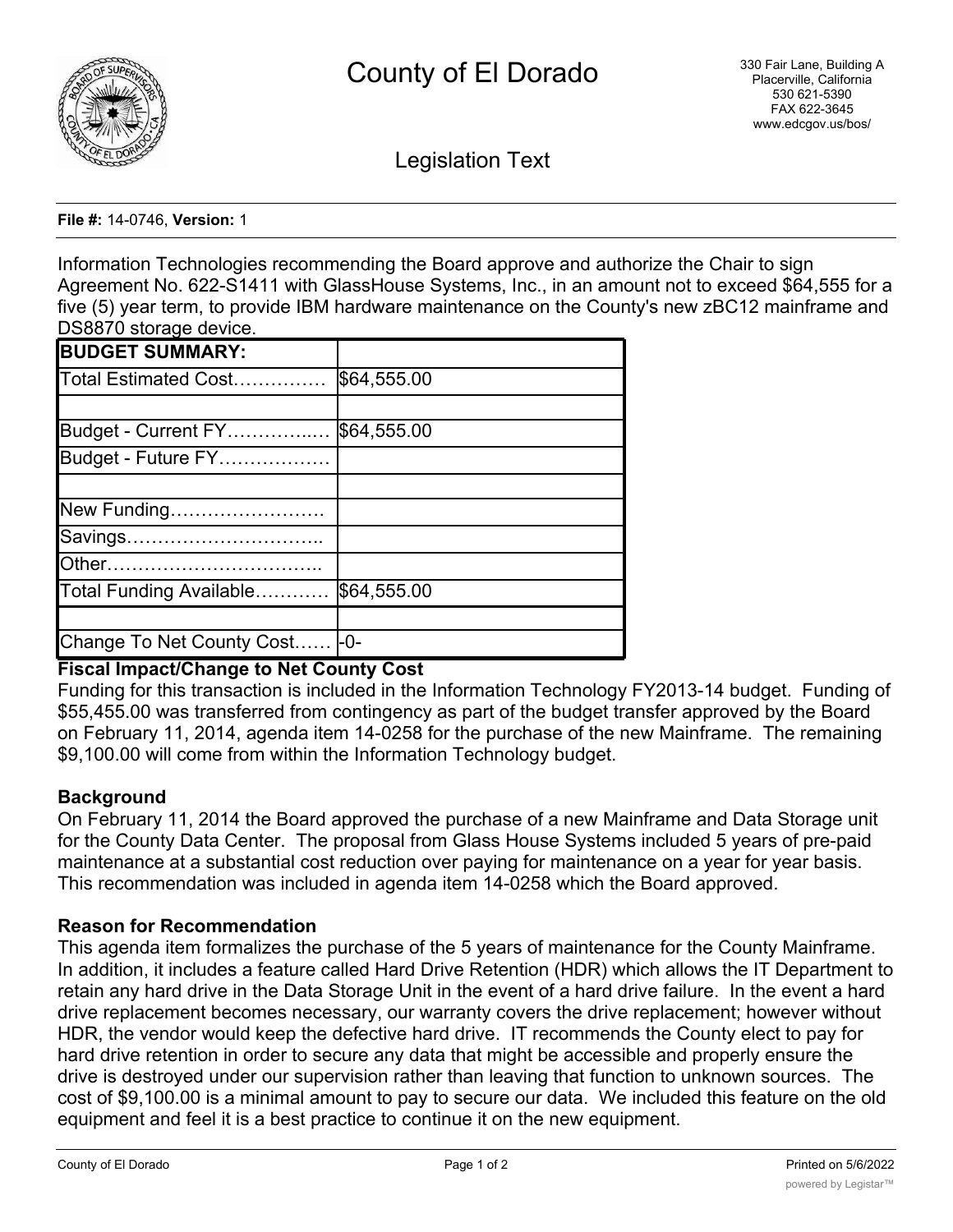# County of El Dorado

330 Fair Lane, Building A
Placerville, California
530 621-5390
FAX 622-3645
www.edcgov.us/bos/

## Legislation Text

**File #:** 14-0746, **Version:** 1

Information Technologies recommending the Board approve and authorize the Chair to sign Agreement No. 622-S1411 with GlassHouse Systems, Inc., in an amount not to exceed $64,555 for a five (5) year term, to provide IBM hardware maintenance on the County's new zBC12 mainframe and DS8870 storage device.

| **BUDGET SUMMARY:** | |
|---|---|
| Total Estimated Cost…………… | $64,555.00 |
| | |
| Budget - Current FY…………..… | $64,555.00 |
| Budget - Future FY……………… | |
| | |
| New Funding……………………. | |
| Savings………………………….. | |
| Other…………………………….. | |
| Total Funding Available………… | $64,555.00 |
| | |
| Change To Net County Cost…… | -0- |

**Fiscal Impact/Change to Net County Cost**

Funding for this transaction is included in the Information Technology FY2013-14 budget. Funding of $55,455.00 was transferred from contingency as part of the budget transfer approved by the Board on February 11, 2014, agenda item 14-0258 for the purchase of the new Mainframe. The remaining $9,100.00 will come from within the Information Technology budget.

**Background**

On February 11, 2014 the Board approved the purchase of a new Mainframe and Data Storage unit for the County Data Center. The proposal from Glass House Systems included 5 years of pre-paid maintenance at a substantial cost reduction over paying for maintenance on a year for year basis. This recommendation was included in agenda item 14-0258 which the Board approved.

**Reason for Recommendation**

This agenda item formalizes the purchase of the 5 years of maintenance for the County Mainframe. In addition, it includes a feature called Hard Drive Retention (HDR) which allows the IT Department to retain any hard drive in the Data Storage Unit in the event of a hard drive failure. In the event a hard drive replacement becomes necessary, our warranty covers the drive replacement; however without HDR, the vendor would keep the defective hard drive. IT recommends the County elect to pay for hard drive retention in order to secure any data that might be accessible and properly ensure the drive is destroyed under our supervision rather than leaving that function to unknown sources. The cost of $9,100.00 is a minimal amount to pay to secure our data. We included this feature on the old equipment and feel it is a best practice to continue it on the new equipment.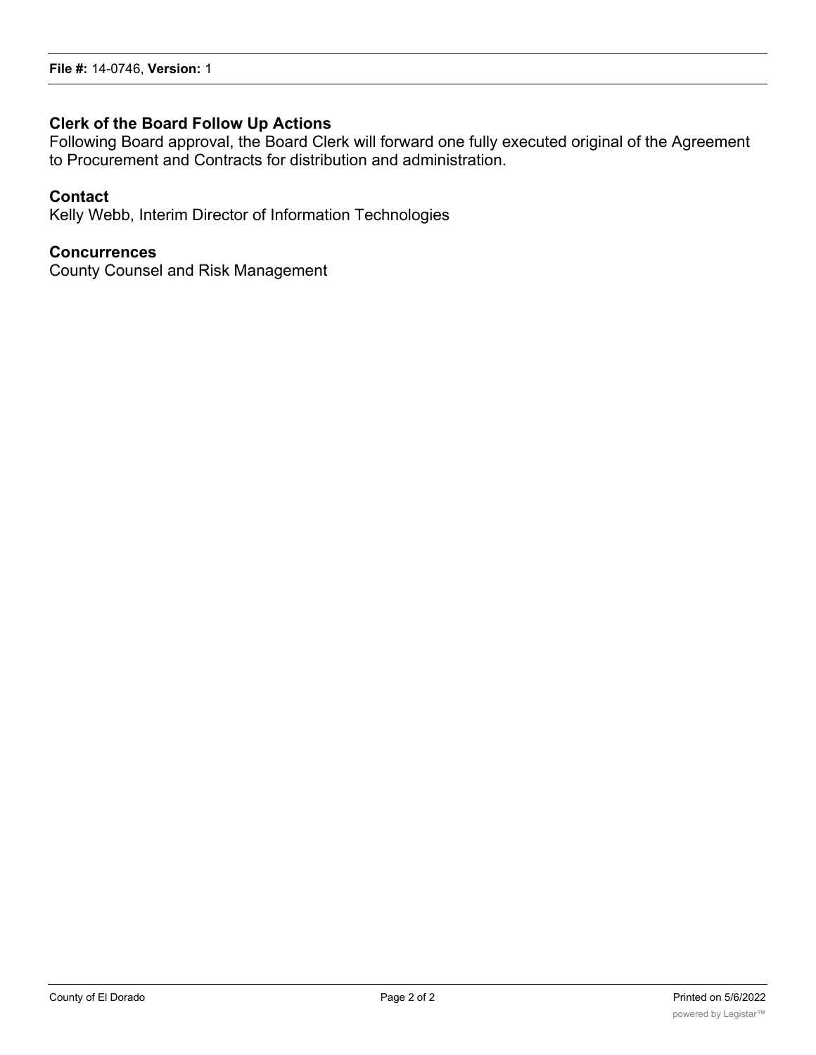**Clerk of the Board Follow Up Actions**
Following Board approval, the Board Clerk will forward one fully executed original of the Agreement to Procurement and Contracts for distribution and administration.

**Contact**
Kelly Webb, Interim Director of Information Technologies

**Concurrences**
County Counsel and Risk Management